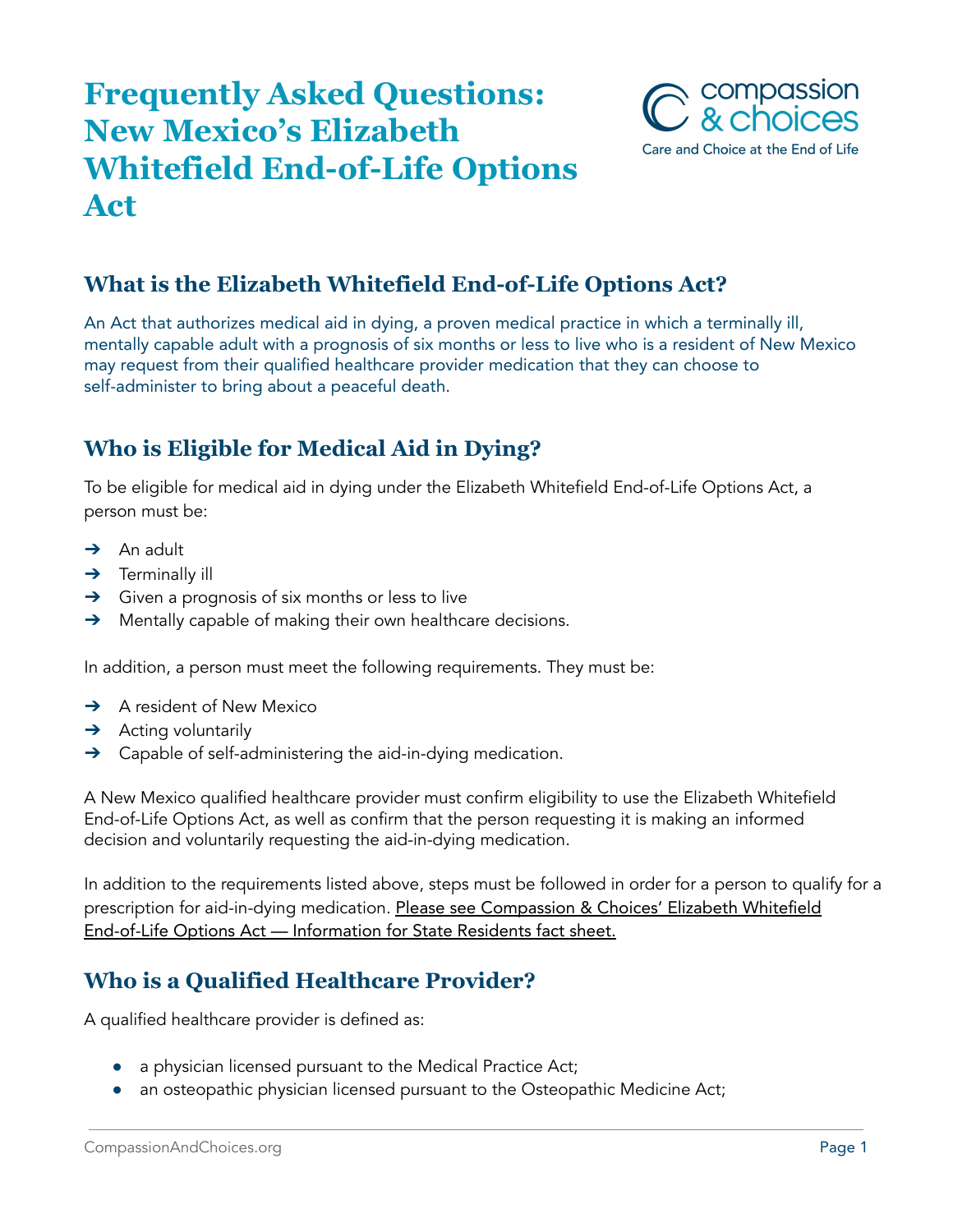# Frequently Asked Questions: New Mexico's Elizabeth Whitefield End-of-Life Options Act

compassion & choices
Care and Choice at the End of Life

## What is the Elizabeth Whitefield End-of-Life Options Act?

An Act that authorizes medical aid in dying, a proven medical practice in which a terminally ill, mentally capable adult with a prognosis of six months or less to live who is a resident of New Mexico may request from their qualified healthcare provider medication that they can choose to self-administer to bring about a peaceful death.

## Who is Eligible for Medical Aid in Dying?

To be eligible for medical aid in dying under the Elizabeth Whitefield End-of-Life Options Act, a person must be:

- An adult
- Terminally ill
- Given a prognosis of six months or less to live
- Mentally capable of making their own healthcare decisions.

In addition, a person must meet the following requirements. They must be:

- A resident of New Mexico
- Acting voluntarily
- Capable of self-administering the aid-in-dying medication.

A New Mexico qualified healthcare provider must confirm eligibility to use the Elizabeth Whitefield End-of-Life Options Act, as well as confirm that the person requesting it is making an informed decision and voluntarily requesting the aid-in-dying medication.

In addition to the requirements listed above, steps must be followed in order for a person to qualify for a prescription for aid-in-dying medication. Please see Compassion & Choices' Elizabeth Whitefield End-of-Life Options Act — Information for State Residents fact sheet.

## Who is a Qualified Healthcare Provider?

A qualified healthcare provider is defined as:

- a physician licensed pursuant to the Medical Practice Act;
- an osteopathic physician licensed pursuant to the Osteopathic Medicine Act;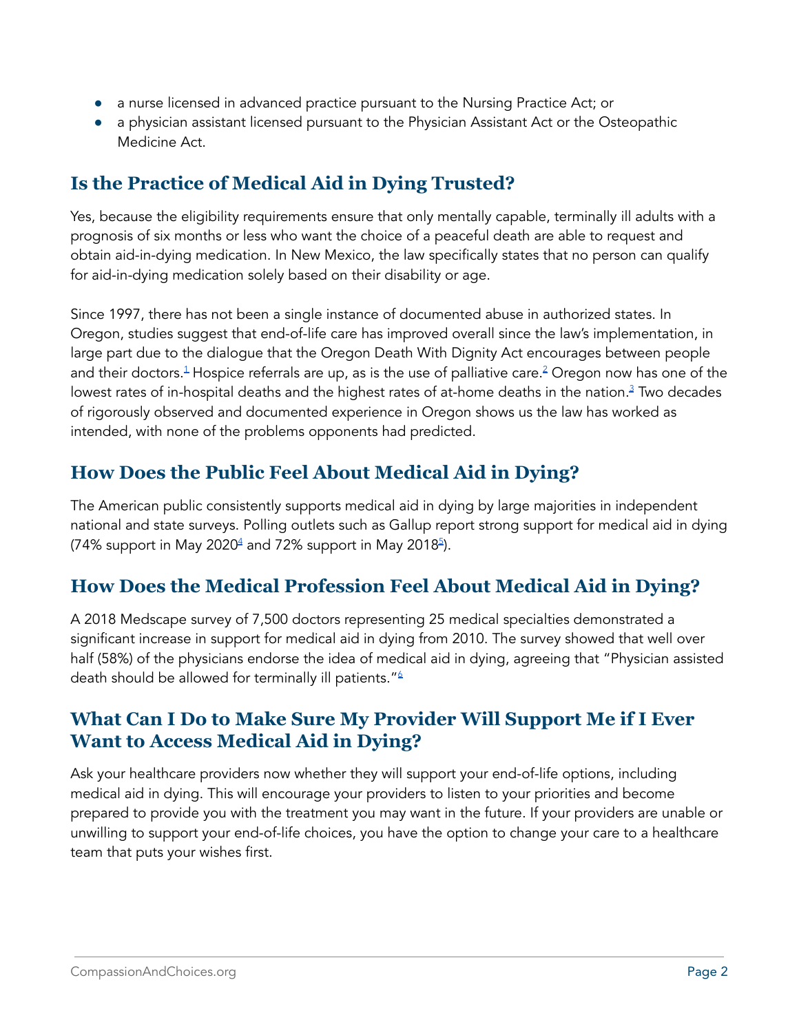- a nurse licensed in advanced practice pursuant to the Nursing Practice Act; or
- a physician assistant licensed pursuant to the Physician Assistant Act or the Osteopathic Medicine Act.

## Is the Practice of Medical Aid in Dying Trusted?

Yes, because the eligibility requirements ensure that only mentally capable, terminally ill adults with a prognosis of six months or less who want the choice of a peaceful death are able to request and obtain aid-in-dying medication. In New Mexico, the law specifically states that no person can qualify for aid-in-dying medication solely based on their disability or age.

Since 1997, there has not been a single instance of documented abuse in authorized states. In Oregon, studies suggest that end-of-life care has improved overall since the law's implementation, in large part due to the dialogue that the Oregon Death With Dignity Act encourages between people and their doctors.[1] Hospice referrals are up, as is the use of palliative care.[2] Oregon now has one of the lowest rates of in-hospital deaths and the highest rates of at-home deaths in the nation.[3] Two decades of rigorously observed and documented experience in Oregon shows us the law has worked as intended, with none of the problems opponents had predicted.

## How Does the Public Feel About Medical Aid in Dying?

The American public consistently supports medical aid in dying by large majorities in independent national and state surveys. Polling outlets such as Gallup report strong support for medical aid in dying (74% support in May 2020[4] and 72% support in May 2018[5]).

## How Does the Medical Profession Feel About Medical Aid in Dying?

A 2018 Medscape survey of 7,500 doctors representing 25 medical specialties demonstrated a significant increase in support for medical aid in dying from 2010. The survey showed that well over half (58%) of the physicians endorse the idea of medical aid in dying, agreeing that "Physician assisted death should be allowed for terminally ill patients."[6]

## What Can I Do to Make Sure My Provider Will Support Me if I Ever Want to Access Medical Aid in Dying?

Ask your healthcare providers now whether they will support your end-of-life options, including medical aid in dying. This will encourage your providers to listen to your priorities and become prepared to provide you with the treatment you may want in the future. If your providers are unable or unwilling to support your end-of-life choices, you have the option to change your care to a healthcare team that puts your wishes first.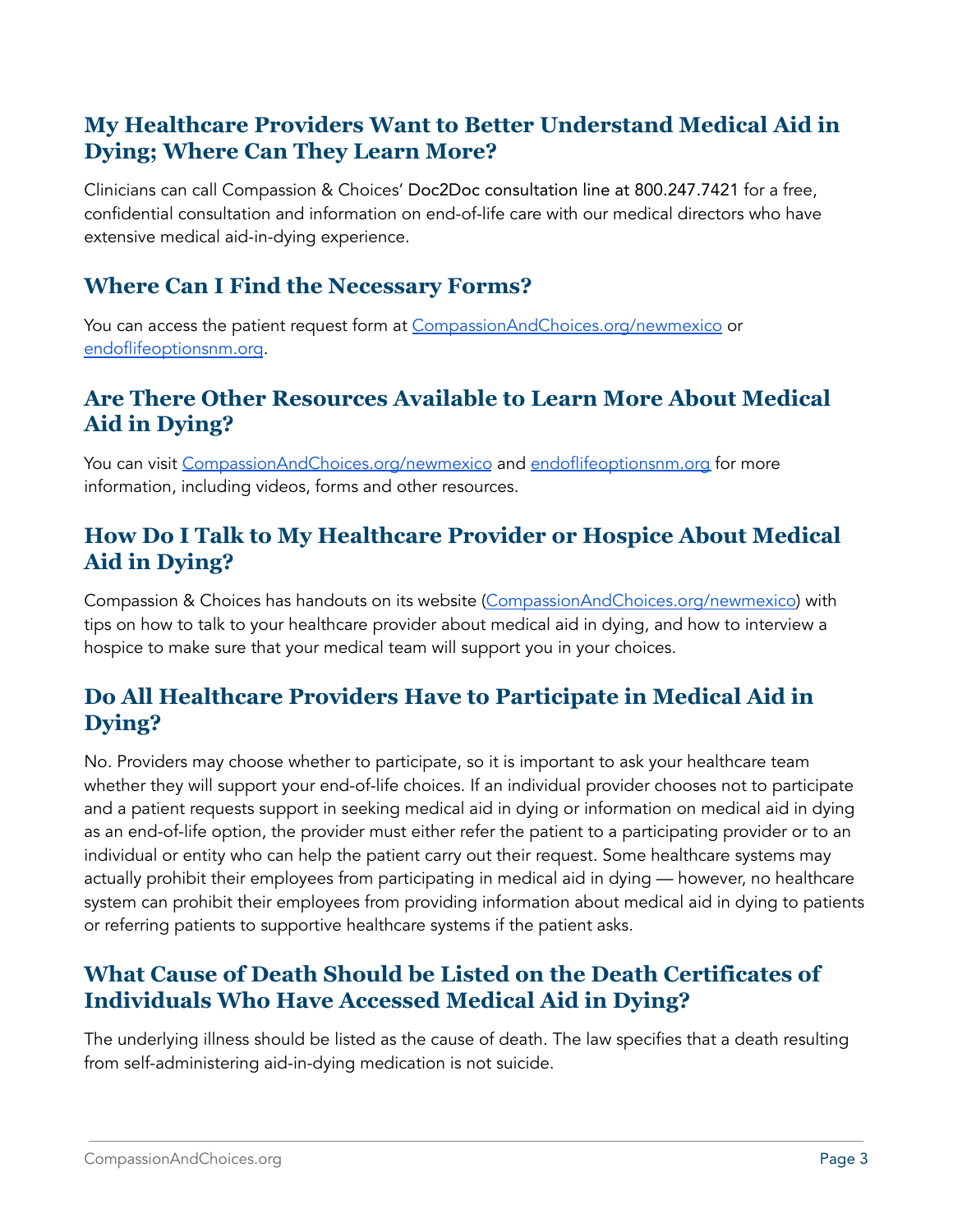## My Healthcare Providers Want to Better Understand Medical Aid in Dying; Where Can They Learn More?

Clinicians can call Compassion & Choices' Doc2Doc consultation line at 800.247.7421 for a free, confidential consultation and information on end-of-life care with our medical directors who have extensive medical aid-in-dying experience.

## Where Can I Find the Necessary Forms?

You can access the patient request form at [CompassionAndChoices.org/newmexico](CompassionAndChoices.org/newmexico) or [endoflifeoptionsnm.org](endoflifeoptionsnm.org).

## Are There Other Resources Available to Learn More About Medical Aid in Dying?

You can visit [CompassionAndChoices.org/newmexico](CompassionAndChoices.org/newmexico) and [endoflifeoptionsnm.org](endoflifeoptionsnm.org) for more information, including videos, forms and other resources.

## How Do I Talk to My Healthcare Provider or Hospice About Medical Aid in Dying?

Compassion & Choices has handouts on its website ([CompassionAndChoices.org/newmexico](CompassionAndChoices.org/newmexico)) with tips on how to talk to your healthcare provider about medical aid in dying, and how to interview a hospice to make sure that your medical team will support you in your choices.

## Do All Healthcare Providers Have to Participate in Medical Aid in Dying?

No. Providers may choose whether to participate, so it is important to ask your healthcare team whether they will support your end-of-life choices. If an individual provider chooses not to participate and a patient requests support in seeking medical aid in dying or information on medical aid in dying as an end-of-life option, the provider must either refer the patient to a participating provider or to an individual or entity who can help the patient carry out their request. Some healthcare systems may actually prohibit their employees from participating in medical aid in dying — however, no healthcare system can prohibit their employees from providing information about medical aid in dying to patients or referring patients to supportive healthcare systems if the patient asks.

## What Cause of Death Should be Listed on the Death Certificates of Individuals Who Have Accessed Medical Aid in Dying?

The underlying illness should be listed as the cause of death. The law specifies that a death resulting from self-administering aid-in-dying medication is not suicide.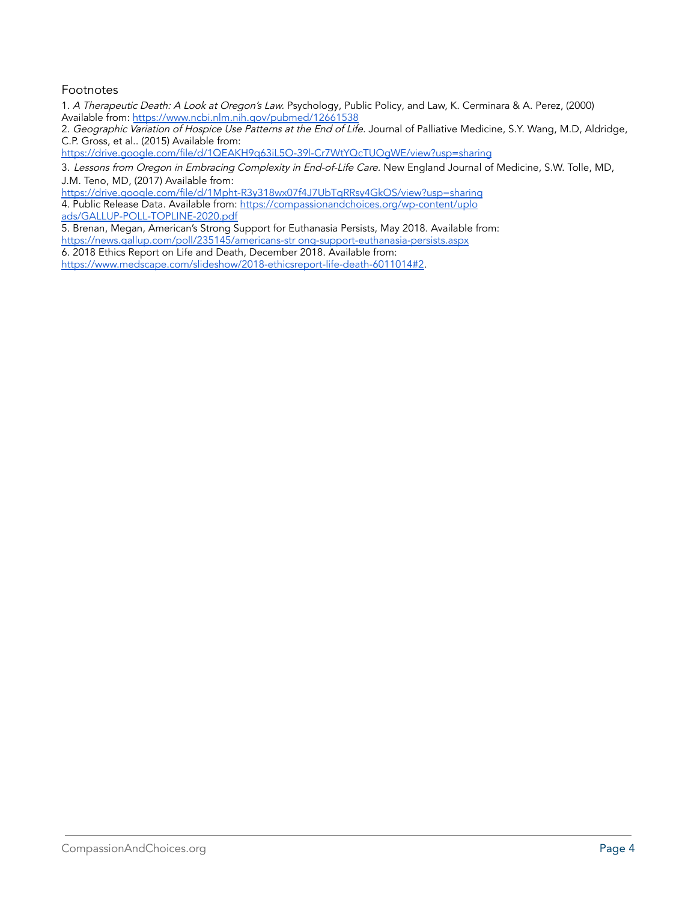## Footnotes

1. *A Therapeutic Death: A Look at Oregon's Law.* Psychology, Public Policy, and Law, K. Cerminara & A. Perez, (2000) Available from: https://www.ncbi.nlm.nih.gov/pubmed/12661538
2. *Geographic Variation of Hospice Use Patterns at the End of Life.* Journal of Palliative Medicine, S.Y. Wang, M.D, Aldridge, C.P. Gross, et al.. (2015) Available from: https://drive.google.com/file/d/1QEAKH9q63iL5O-39l-Cr7WtYQcTUOgWE/view?usp=sharing
3. *Lessons from Oregon in Embracing Complexity in End-of-Life Care.* New England Journal of Medicine, S.W. Tolle, MD, J.M. Teno, MD, (2017) Available from: https://drive.google.com/file/d/1Mpht-R3y318wx07f4J7UbTqRRsy4GkOS/view?usp=sharing
4. Public Release Data. Available from: https://compassionandchoices.org/wp-content/uploads/GALLUP-POLL-TOPLINE-2020.pdf
5. Brenan, Megan, American's Strong Support for Euthanasia Persists, May 2018. Available from: https://news.gallup.com/poll/235145/americans-str ong-support-euthanasia-persists.aspx
6. 2018 Ethics Report on Life and Death, December 2018. Available from: https://www.medscape.com/slideshow/2018-ethicsreport-life-death-6011014#2.